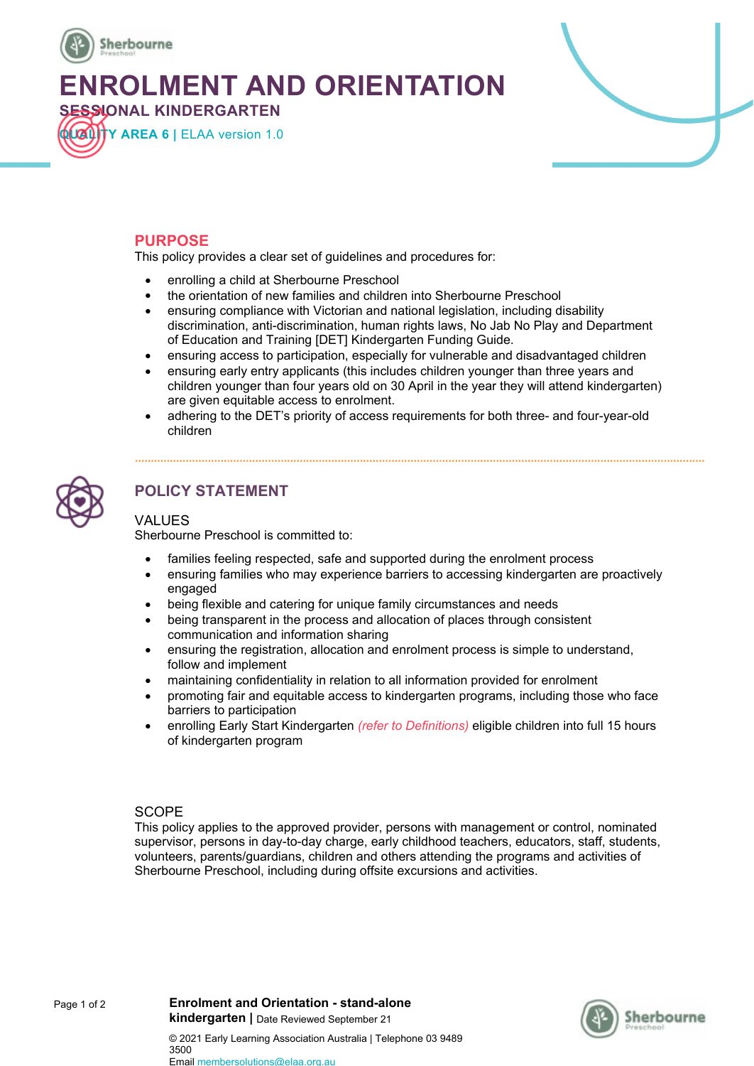# ENROLMENT AND ORIENTATION

SESSIONAL KINDERGARTEN

**QUALITY AREA 6** | ELAA version 1.0

## PURPOSE

This policy provides a clear set of guidelines and procedures for:

- enrolling a child at Sherbourne Preschool
- the orientation of new families and children into Sherbourne Preschool
- ensuring compliance with Victorian and national legislation, including disability discrimination, anti-discrimination, human rights laws, No Jab No Play and Department of Education and Training [DET] Kindergarten Funding Guide.
- ensuring access to participation, especially for vulnerable and disadvantaged children
- ensuring early entry applicants (this includes children younger than three years and children younger than four years old on 30 April in the year they will attend kindergarten) are given equitable access to enrolment.
- adhering to the DET's priority of access requirements for both three- and four-year-old children

## POLICY STATEMENT

### VALUES

Sherbourne Preschool is committed to:

- families feeling respected, safe and supported during the enrolment process
- ensuring families who may experience barriers to accessing kindergarten are proactively engaged
- being flexible and catering for unique family circumstances and needs
- being transparent in the process and allocation of places through consistent communication and information sharing
- ensuring the registration, allocation and enrolment process is simple to understand, follow and implement
- maintaining confidentiality in relation to all information provided for enrolment
- promoting fair and equitable access to kindergarten programs, including those who face barriers to participation
- enrolling Early Start Kindergarten *(refer to Definitions)* eligible children into full 15 hours of kindergarten program

### SCOPE

This policy applies to the approved provider, persons with management or control, nominated supervisor, persons in day-to-day charge, early childhood teachers, educators, staff, students, volunteers, parents/guardians, children and others attending the programs and activities of Sherbourne Preschool, including during offsite excursions and activities.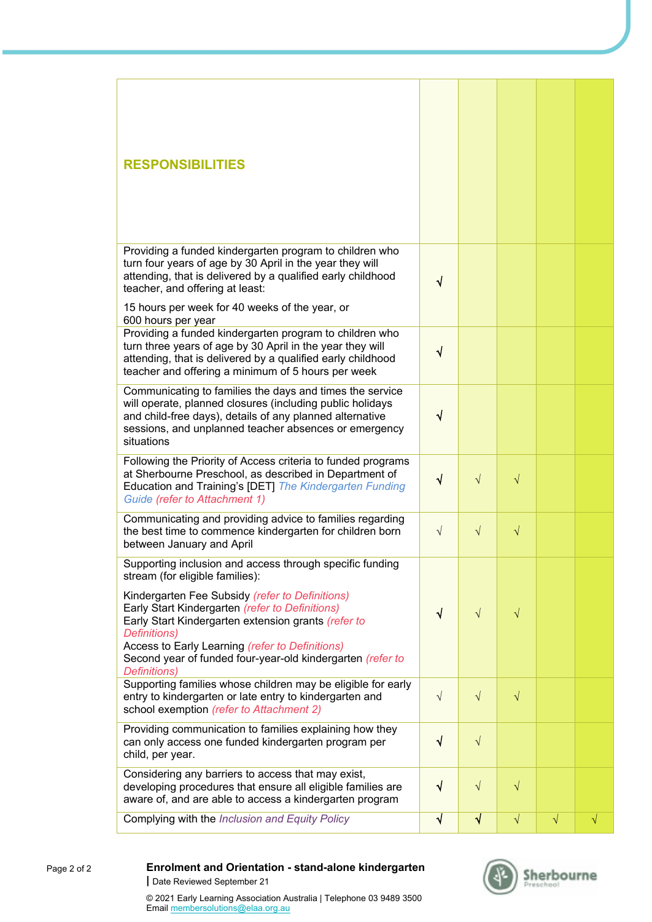| RESPONSIBILITIES | | | | | |
|---|---|---|---|---|---|
| Providing a funded kindergarten program to children who turn four years of age by 30 April in the year they will attending, that is delivered by a qualified early childhood teacher, and offering at least:<br><br>15 hours per week for 40 weeks of the year, or<br>600 hours per year | √ | | | | |
| Providing a funded kindergarten program to children who turn three years of age by 30 April in the year they will attending, that is delivered by a qualified early childhood teacher and offering a minimum of 5 hours per week | √ | | | | |
| Communicating to families the days and times the service will operate, planned closures (including public holidays and child-free days), details of any planned alternative sessions, and unplanned teacher absences or emergency situations | √ | | | | |
| Following the Priority of Access criteria to funded programs at Sherbourne Preschool, as described in Department of Education and Training's [DET] *The Kindergarten Funding Guide (refer to Attachment 1)* | √ | √ | √ | | |
| Communicating and providing advice to families regarding the best time to commence kindergarten for children born between January and April | √ | √ | √ | | |
| Supporting inclusion and access through specific funding stream (for eligible families):<br><br>Kindergarten Fee Subsidy *(refer to Definitions)*<br>Early Start Kindergarten *(refer to Definitions)*<br>Early Start Kindergarten extension grants *(refer to Definitions)*<br>Access to Early Learning *(refer to Definitions)*<br>Second year of funded four-year-old kindergarten *(refer to Definitions)* | √ | √ | √ | | |
| Supporting families whose children may be eligible for early entry to kindergarten or late entry to kindergarten and school exemption *(refer to Attachment 2)* | √ | √ | √ | | |
| Providing communication to families explaining how they can only access one funded kindergarten program per child, per year. | √ | √ | | | |
| Considering any barriers to access that may exist, developing procedures that ensure all eligible families are aware of, and are able to access a kindergarten program | √ | √ | √ | | |
| Complying with the *Inclusion and Equity Policy* | √ | √ | √ | √ | √ |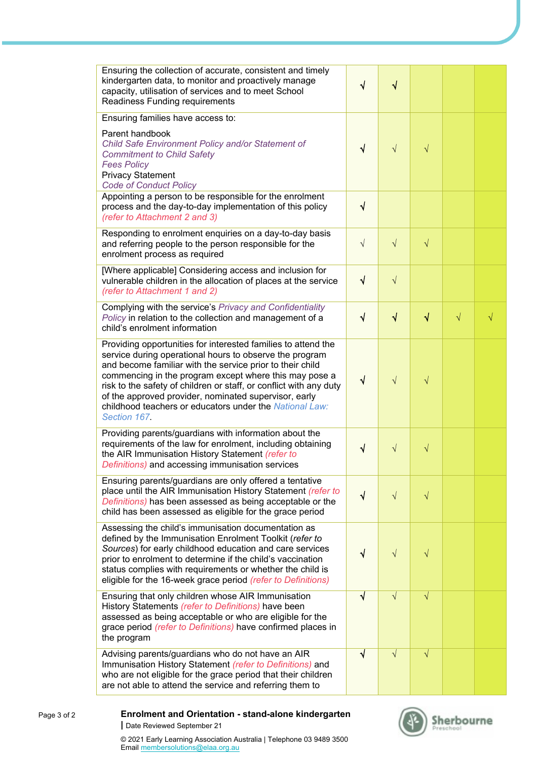| | | | | | |
|---|---|---|---|---|---|
| Ensuring the collection of accurate, consistent and timely kindergarten data, to monitor and proactively manage capacity, utilisation of services and to meet School Readiness Funding requirements | √ | √ | | | |
| Ensuring families have access to:<br><br>Parent handbook<br>*Child Safe Environment Policy and/or Statement of Commitment to Child Safety*<br>*Fees Policy*<br>Privacy Statement<br>*Code of Conduct Policy* | √ | √ | √ | | |
| Appointing a person to be responsible for the enrolment process and the day-to-day implementation of this policy *(refer to Attachment 2 and 3)* | √ | | | | |
| Responding to enrolment enquiries on a day-to-day basis and referring people to the person responsible for the enrolment process as required | √ | √ | √ | | |
| [Where applicable] Considering access and inclusion for vulnerable children in the allocation of places at the service *(refer to Attachment 1 and 2)* | √ | √ | | | |
| Complying with the service's *Privacy and Confidentiality Policy* in relation to the collection and management of a child's enrolment information | √ | √ | √ | √ | √ |
| Providing opportunities for interested families to attend the service during operational hours to observe the program and become familiar with the service prior to their child commencing in the program except where this may pose a risk to the safety of children or staff, or conflict with any duty of the approved provider, nominated supervisor, early childhood teachers or educators under the *National Law: Section 167*. | √ | √ | √ | | |
| Providing parents/guardians with information about the requirements of the law for enrolment, including obtaining the AIR Immunisation History Statement *(refer to Definitions)* and accessing immunisation services | √ | √ | √ | | |
| Ensuring parents/guardians are only offered a tentative place until the AIR Immunisation History Statement *(refer to Definitions)* has been assessed as being acceptable or the child has been assessed as eligible for the grace period | √ | √ | √ | | |
| Assessing the child's immunisation documentation as defined by the Immunisation Enrolment Toolkit (*refer to Sources*) for early childhood education and care services prior to enrolment to determine if the child's vaccination status complies with requirements or whether the child is eligible for the 16-week grace period *(refer to Definitions)* | √ | √ | √ | | |
| Ensuring that only children whose AIR Immunisation History Statements *(refer to Definitions)* have been assessed as being acceptable or who are eligible for the grace period *(refer to Definitions)* have confirmed places in the program | √ | √ | √ | | |
| Advising parents/guardians who do not have an AIR Immunisation History Statement *(refer to Definitions)* and who are not eligible for the grace period that their children are not able to attend the service and referring them to | √ | √ | √ | | |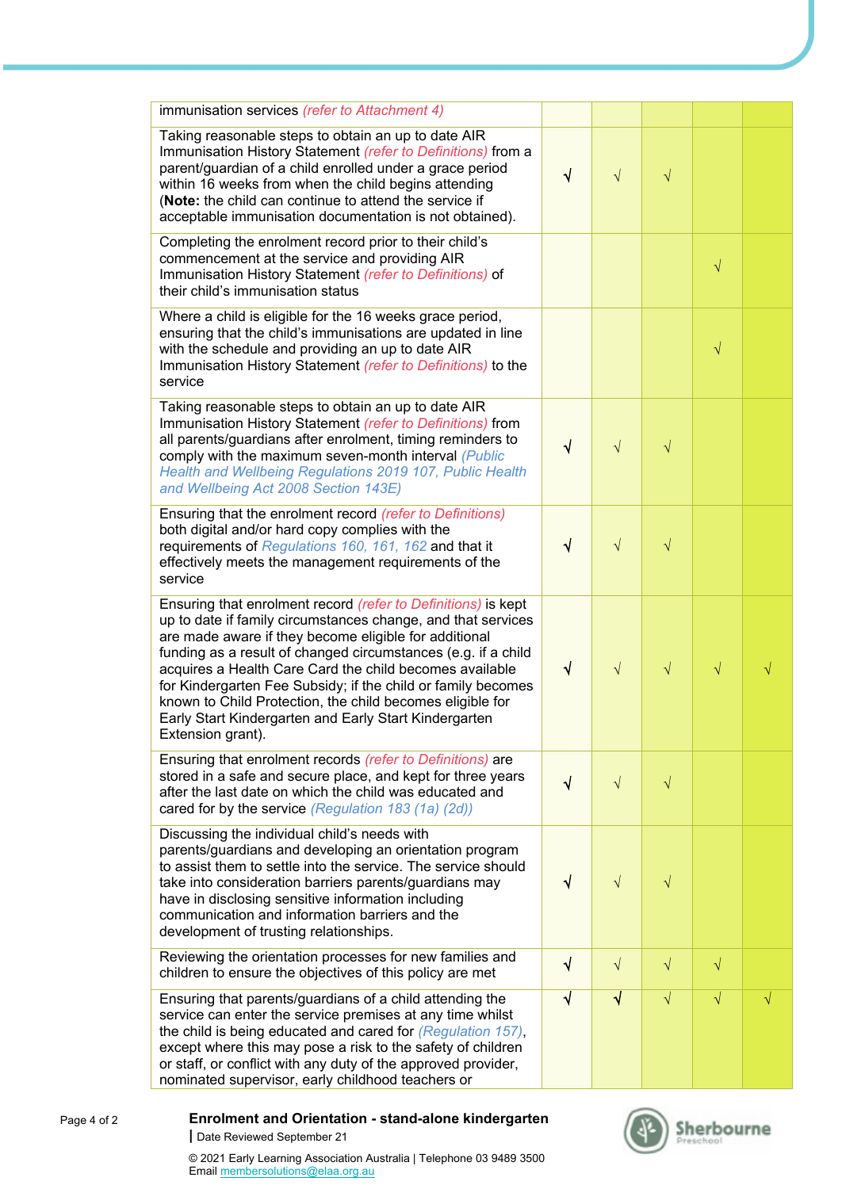| | | | | | |
|---|---|---|---|---|---|
| immunisation services *(refer to Attachment 4)* | | | | | |
| Taking reasonable steps to obtain an up to date AIR Immunisation History Statement *(refer to Definitions)* from a parent/guardian of a child enrolled under a grace period within 16 weeks from when the child begins attending (**Note:** the child can continue to attend the service if acceptable immunisation documentation is not obtained). | √ | √ | √ | | |
| Completing the enrolment record prior to their child's commencement at the service and providing AIR Immunisation History Statement *(refer to Definitions)* of their child's immunisation status | | | | √ | |
| Where a child is eligible for the 16 weeks grace period, ensuring that the child's immunisations are updated in line with the schedule and providing an up to date AIR Immunisation History Statement *(refer to Definitions)* to the service | | | | √ | |
| Taking reasonable steps to obtain an up to date AIR Immunisation History Statement *(refer to Definitions)* from all parents/guardians after enrolment, timing reminders to comply with the maximum seven-month interval *(Public Health and Wellbeing Regulations 2019 107, Public Health and Wellbeing Act 2008 Section 143E)* | √ | √ | √ | | |
| Ensuring that the enrolment record *(refer to Definitions)* both digital and/or hard copy complies with the requirements of *Regulations 160, 161, 162* and that it effectively meets the management requirements of the service | √ | √ | √ | | |
| Ensuring that enrolment record *(refer to Definitions)* is kept up to date if family circumstances change, and that services are made aware if they become eligible for additional funding as a result of changed circumstances (e.g. if a child acquires a Health Care Card the child becomes available for Kindergarten Fee Subsidy; if the child or family becomes known to Child Protection, the child becomes eligible for Early Start Kindergarten and Early Start Kindergarten Extension grant). | √ | √ | √ | √ | √ |
| Ensuring that enrolment records *(refer to Definitions)* are stored in a safe and secure place, and kept for three years after the last date on which the child was educated and cared for by the service *(Regulation 183 (1a) (2d))* | √ | √ | √ | | |
| Discussing the individual child's needs with parents/guardians and developing an orientation program to assist them to settle into the service. The service should take into consideration barriers parents/guardians may have in disclosing sensitive information including communication and information barriers and the development of trusting relationships. | √ | √ | √ | | |
| Reviewing the orientation processes for new families and children to ensure the objectives of this policy are met | √ | √ | √ | √ | |
| Ensuring that parents/guardians of a child attending the service can enter the service premises at any time whilst the child is being educated and cared for *(Regulation 157)*, except where this may pose a risk to the safety of children or staff, or conflict with any duty of the approved provider, nominated supervisor, early childhood teachers or | √ | √ | √ | √ | √ |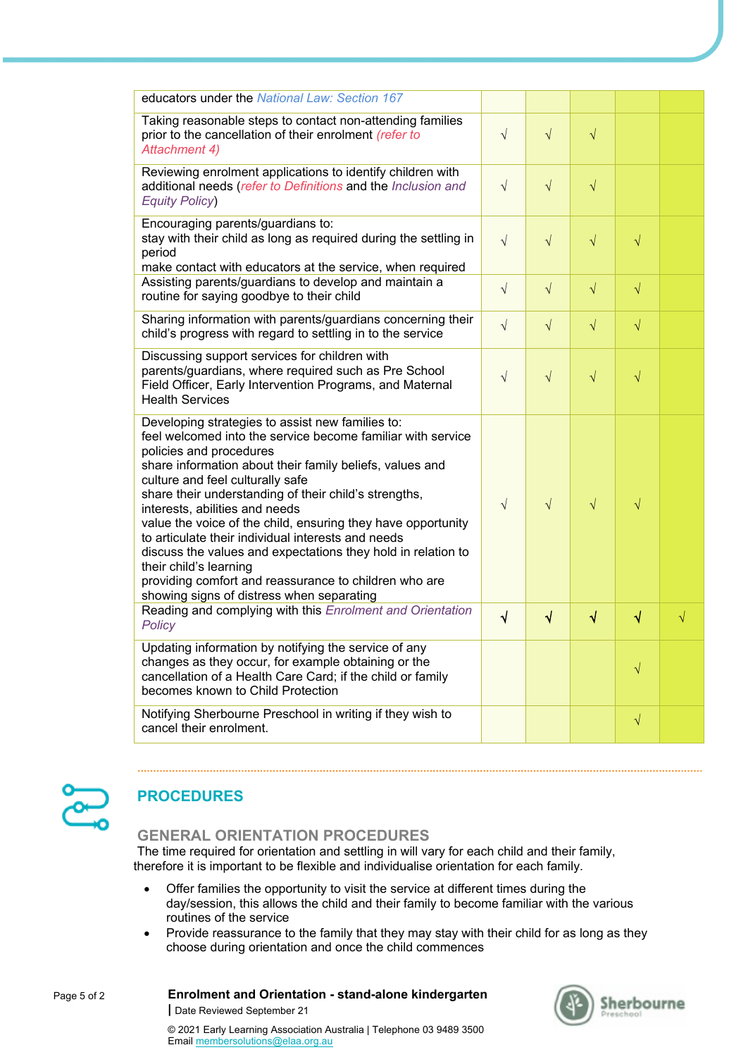| | | | | | |
|---|---|---|---|---|---|
| educators under the *National Law: Section 167* | | | | | |
| Taking reasonable steps to contact non-attending families prior to the cancellation of their enrolment *(refer to Attachment 4)* | √ | √ | √ | | |
| Reviewing enrolment applications to identify children with additional needs (*refer to Definitions* and the *Inclusion and Equity Policy*) | √ | √ | √ | | |
| Encouraging parents/guardians to: stay with their child as long as required during the settling in period make contact with educators at the service, when required | √ | √ | √ | √ | |
| Assisting parents/guardians to develop and maintain a routine for saying goodbye to their child | √ | √ | √ | √ | |
| Sharing information with parents/guardians concerning their child's progress with regard to settling in to the service | √ | √ | √ | √ | |
| Discussing support services for children with parents/guardians, where required such as Pre School Field Officer, Early Intervention Programs, and Maternal Health Services | √ | √ | √ | √ | |
| Developing strategies to assist new families to: feel welcomed into the service become familiar with service policies and procedures share information about their family beliefs, values and culture and feel culturally safe share their understanding of their child's strengths, interests, abilities and needs value the voice of the child, ensuring they have opportunity to articulate their individual interests and needs discuss the values and expectations they hold in relation to their child's learning providing comfort and reassurance to children who are showing signs of distress when separating | √ | √ | √ | √ | |
| Reading and complying with this *Enrolment and Orientation Policy* | √ | √ | √ | √ | √ |
| Updating information by notifying the service of any changes as they occur, for example obtaining or the cancellation of a Health Care Card; if the child or family becomes known to Child Protection | | | | √ | |
| Notifying Sherbourne Preschool in writing if they wish to cancel their enrolment. | | | | √ | |

## PROCEDURES

### GENERAL ORIENTATION PROCEDURES

The time required for orientation and settling in will vary for each child and their family, therefore it is important to be flexible and individualise orientation for each family.

- Offer families the opportunity to visit the service at different times during the day/session, this allows the child and their family to become familiar with the various routines of the service
- Provide reassurance to the family that they may stay with their child for as long as they choose during orientation and once the child commences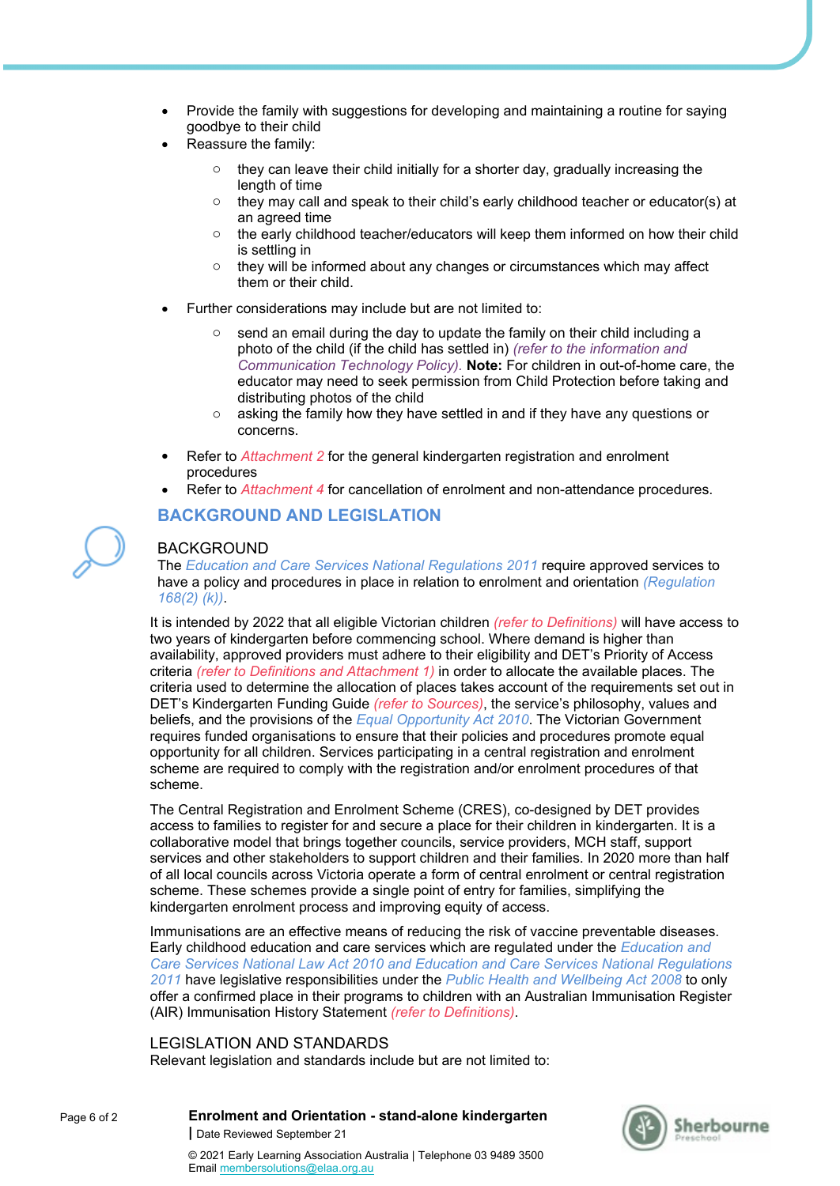- Provide the family with suggestions for developing and maintaining a routine for saying goodbye to their child
- Reassure the family:
  - they can leave their child initially for a shorter day, gradually increasing the length of time
  - they may call and speak to their child's early childhood teacher or educator(s) at an agreed time
  - the early childhood teacher/educators will keep them informed on how their child is settling in
  - they will be informed about any changes or circumstances which may affect them or their child.
- Further considerations may include but are not limited to:
  - send an email during the day to update the family on their child including a photo of the child (if the child has settled in) *(refer to the information and Communication Technology Policy)*. **Note:** For children in out-of-home care, the educator may need to seek permission from Child Protection before taking and distributing photos of the child
  - asking the family how they have settled in and if they have any questions or concerns.
- Refer to *Attachment 2* for the general kindergarten registration and enrolment procedures
- Refer to *Attachment 4* for cancellation of enrolment and non-attendance procedures.

## BACKGROUND AND LEGISLATION

### BACKGROUND

The *Education and Care Services National Regulations 2011* require approved services to have a policy and procedures in place in relation to enrolment and orientation *(Regulation 168(2) (k))*.

It is intended by 2022 that all eligible Victorian children *(refer to Definitions)* will have access to two years of kindergarten before commencing school. Where demand is higher than availability, approved providers must adhere to their eligibility and DET's Priority of Access criteria *(refer to Definitions and Attachment 1)* in order to allocate the available places. The criteria used to determine the allocation of places takes account of the requirements set out in DET's Kindergarten Funding Guide *(refer to Sources)*, the service's philosophy, values and beliefs, and the provisions of the *Equal Opportunity Act 2010*. The Victorian Government requires funded organisations to ensure that their policies and procedures promote equal opportunity for all children. Services participating in a central registration and enrolment scheme are required to comply with the registration and/or enrolment procedures of that scheme.

The Central Registration and Enrolment Scheme (CRES), co-designed by DET provides access to families to register for and secure a place for their children in kindergarten. It is a collaborative model that brings together councils, service providers, MCH staff, support services and other stakeholders to support children and their families. In 2020 more than half of all local councils across Victoria operate a form of central enrolment or central registration scheme. These schemes provide a single point of entry for families, simplifying the kindergarten enrolment process and improving equity of access.

Immunisations are an effective means of reducing the risk of vaccine preventable diseases. Early childhood education and care services which are regulated under the *Education and Care Services National Law Act 2010 and Education and Care Services National Regulations 2011* have legislative responsibilities under the *Public Health and Wellbeing Act 2008* to only offer a confirmed place in their programs to children with an Australian Immunisation Register (AIR) Immunisation History Statement *(refer to Definitions)*.

### LEGISLATION AND STANDARDS

Relevant legislation and standards include but are not limited to: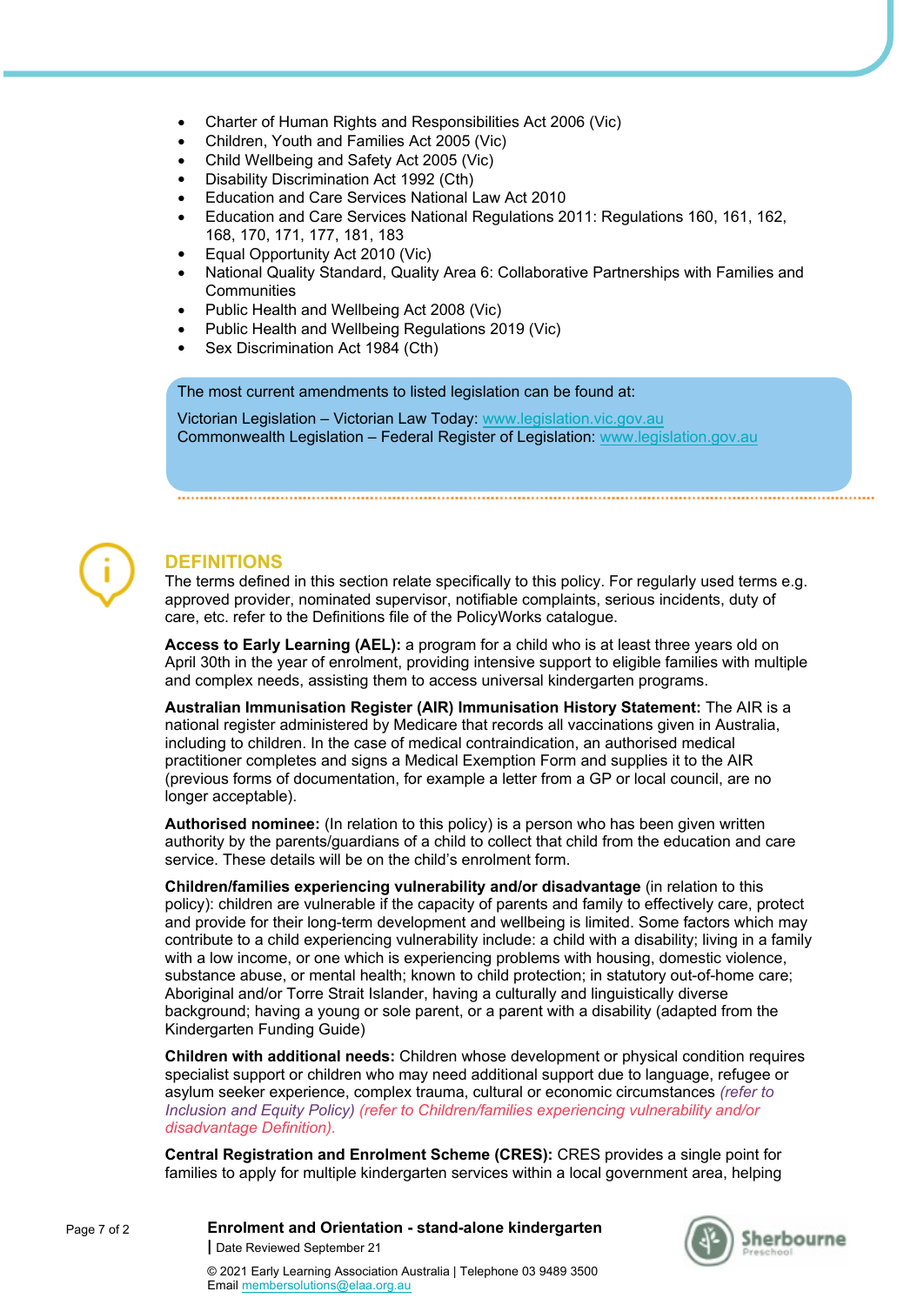- Charter of Human Rights and Responsibilities Act 2006 (Vic)
- Children, Youth and Families Act 2005 (Vic)
- Child Wellbeing and Safety Act 2005 (Vic)
- Disability Discrimination Act 1992 (Cth)
- Education and Care Services National Law Act 2010
- Education and Care Services National Regulations 2011: Regulations 160, 161, 162, 168, 170, 171, 177, 181, 183
- Equal Opportunity Act 2010 (Vic)
- National Quality Standard, Quality Area 6: Collaborative Partnerships with Families and Communities
- Public Health and Wellbeing Act 2008 (Vic)
- Public Health and Wellbeing Regulations 2019 (Vic)
- Sex Discrimination Act 1984 (Cth)

The most current amendments to listed legislation can be found at:

Victorian Legislation – Victorian Law Today: www.legislation.vic.gov.au
Commonwealth Legislation – Federal Register of Legislation: www.legislation.gov.au

## DEFINITIONS

The terms defined in this section relate specifically to this policy. For regularly used terms e.g. approved provider, nominated supervisor, notifiable complaints, serious incidents, duty of care, etc. refer to the Definitions file of the PolicyWorks catalogue.

**Access to Early Learning (AEL):** a program for a child who is at least three years old on April 30th in the year of enrolment, providing intensive support to eligible families with multiple and complex needs, assisting them to access universal kindergarten programs.

**Australian Immunisation Register (AIR) Immunisation History Statement:** The AIR is a national register administered by Medicare that records all vaccinations given in Australia, including to children. In the case of medical contraindication, an authorised medical practitioner completes and signs a Medical Exemption Form and supplies it to the AIR (previous forms of documentation, for example a letter from a GP or local council, are no longer acceptable).

**Authorised nominee:** (In relation to this policy) is a person who has been given written authority by the parents/guardians of a child to collect that child from the education and care service. These details will be on the child's enrolment form.

**Children/families experiencing vulnerability and/or disadvantage** (in relation to this policy): children are vulnerable if the capacity of parents and family to effectively care, protect and provide for their long-term development and wellbeing is limited. Some factors which may contribute to a child experiencing vulnerability include: a child with a disability; living in a family with a low income, or one which is experiencing problems with housing, domestic violence, substance abuse, or mental health; known to child protection; in statutory out-of-home care; Aboriginal and/or Torre Strait Islander, having a culturally and linguistically diverse background; having a young or sole parent, or a parent with a disability (adapted from the Kindergarten Funding Guide)

**Children with additional needs:** Children whose development or physical condition requires specialist support or children who may need additional support due to language, refugee or asylum seeker experience, complex trauma, cultural or economic circumstances *(refer to Inclusion and Equity Policy) (refer to Children/families experiencing vulnerability and/or disadvantage Definition).*

**Central Registration and Enrolment Scheme (CRES):** CRES provides a single point for families to apply for multiple kindergarten services within a local government area, helping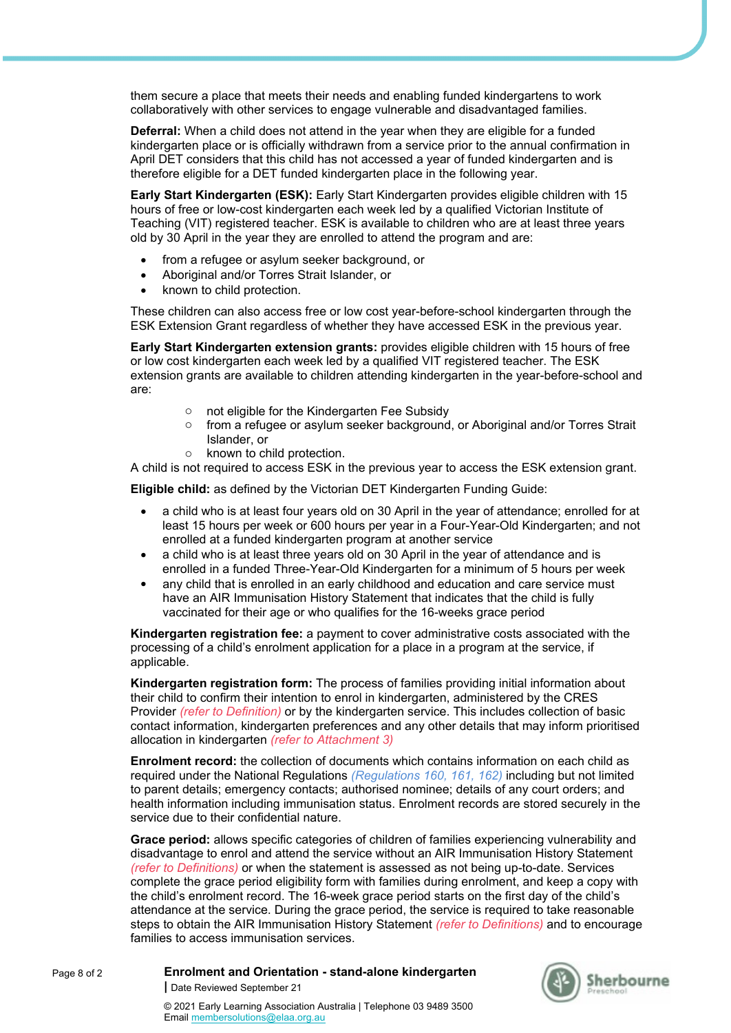them secure a place that meets their needs and enabling funded kindergartens to work collaboratively with other services to engage vulnerable and disadvantaged families.

**Deferral:** When a child does not attend in the year when they are eligible for a funded kindergarten place or is officially withdrawn from a service prior to the annual confirmation in April DET considers that this child has not accessed a year of funded kindergarten and is therefore eligible for a DET funded kindergarten place in the following year.

**Early Start Kindergarten (ESK):** Early Start Kindergarten provides eligible children with 15 hours of free or low-cost kindergarten each week led by a qualified Victorian Institute of Teaching (VIT) registered teacher. ESK is available to children who are at least three years old by 30 April in the year they are enrolled to attend the program and are:

- from a refugee or asylum seeker background, or
- Aboriginal and/or Torres Strait Islander, or
- known to child protection.

These children can also access free or low cost year-before-school kindergarten through the ESK Extension Grant regardless of whether they have accessed ESK in the previous year.

**Early Start Kindergarten extension grants:** provides eligible children with 15 hours of free or low cost kindergarten each week led by a qualified VIT registered teacher. The ESK extension grants are available to children attending kindergarten in the year-before-school and are:

- not eligible for the Kindergarten Fee Subsidy
- from a refugee or asylum seeker background, or Aboriginal and/or Torres Strait Islander, or
- known to child protection.

A child is not required to access ESK in the previous year to access the ESK extension grant.

**Eligible child:** as defined by the Victorian DET Kindergarten Funding Guide:

- a child who is at least four years old on 30 April in the year of attendance; enrolled for at least 15 hours per week or 600 hours per year in a Four-Year-Old Kindergarten; and not enrolled at a funded kindergarten program at another service
- a child who is at least three years old on 30 April in the year of attendance and is enrolled in a funded Three-Year-Old Kindergarten for a minimum of 5 hours per week
- any child that is enrolled in an early childhood and education and care service must have an AIR Immunisation History Statement that indicates that the child is fully vaccinated for their age or who qualifies for the 16-weeks grace period

**Kindergarten registration fee:** a payment to cover administrative costs associated with the processing of a child's enrolment application for a place in a program at the service, if applicable.

**Kindergarten registration form:** The process of families providing initial information about their child to confirm their intention to enrol in kindergarten, administered by the CRES Provider *(refer to Definition)* or by the kindergarten service. This includes collection of basic contact information, kindergarten preferences and any other details that may inform prioritised allocation in kindergarten *(refer to Attachment 3)*

**Enrolment record:** the collection of documents which contains information on each child as required under the National Regulations *(Regulations 160, 161, 162)* including but not limited to parent details; emergency contacts; authorised nominee; details of any court orders; and health information including immunisation status. Enrolment records are stored securely in the service due to their confidential nature.

**Grace period:** allows specific categories of children of families experiencing vulnerability and disadvantage to enrol and attend the service without an AIR Immunisation History Statement *(refer to Definitions)* or when the statement is assessed as not being up-to-date. Services complete the grace period eligibility form with families during enrolment, and keep a copy with the child's enrolment record. The 16-week grace period starts on the first day of the child's attendance at the service. During the grace period, the service is required to take reasonable steps to obtain the AIR Immunisation History Statement *(refer to Definitions)* and to encourage families to access immunisation services.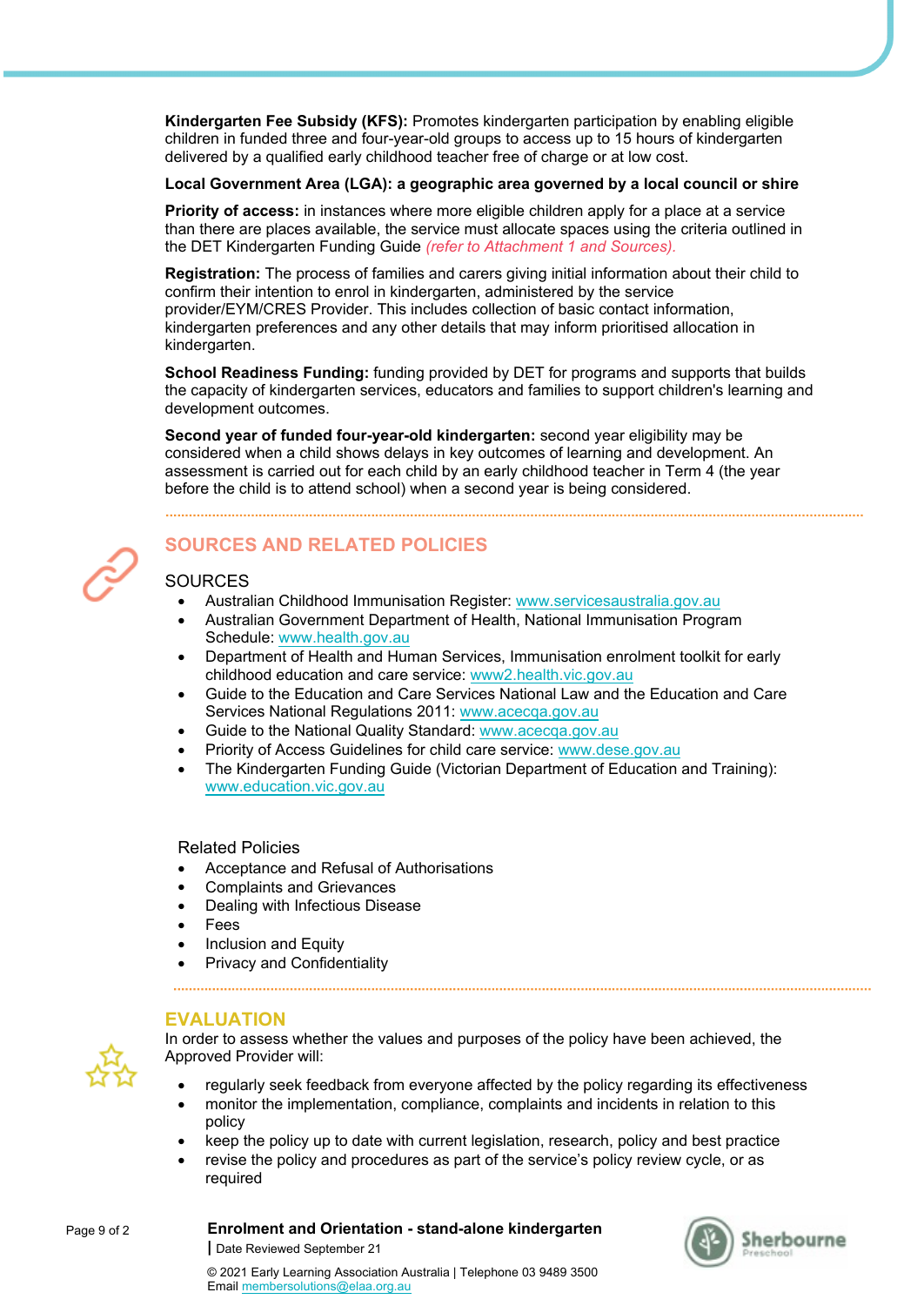**Kindergarten Fee Subsidy (KFS):** Promotes kindergarten participation by enabling eligible children in funded three and four-year-old groups to access up to 15 hours of kindergarten delivered by a qualified early childhood teacher free of charge or at low cost.

**Local Government Area (LGA): a geographic area governed by a local council or shire**

**Priority of access:** in instances where more eligible children apply for a place at a service than there are places available, the service must allocate spaces using the criteria outlined in the DET Kindergarten Funding Guide *(refer to Attachment 1 and Sources).*

**Registration:** The process of families and carers giving initial information about their child to confirm their intention to enrol in kindergarten, administered by the service provider/EYM/CRES Provider. This includes collection of basic contact information, kindergarten preferences and any other details that may inform prioritised allocation in kindergarten.

**School Readiness Funding:** funding provided by DET for programs and supports that builds the capacity of kindergarten services, educators and families to support children's learning and development outcomes.

**Second year of funded four-year-old kindergarten:** second year eligibility may be considered when a child shows delays in key outcomes of learning and development. An assessment is carried out for each child by an early childhood teacher in Term 4 (the year before the child is to attend school) when a second year is being considered.

## SOURCES AND RELATED POLICIES

### SOURCES

- Australian Childhood Immunisation Register: www.servicesaustralia.gov.au
- Australian Government Department of Health, National Immunisation Program Schedule: www.health.gov.au
- Department of Health and Human Services, Immunisation enrolment toolkit for early childhood education and care service: www2.health.vic.gov.au
- Guide to the Education and Care Services National Law and the Education and Care Services National Regulations 2011: www.acecqa.gov.au
- Guide to the National Quality Standard: www.acecqa.gov.au
- Priority of Access Guidelines for child care service: www.dese.gov.au
- The Kindergarten Funding Guide (Victorian Department of Education and Training): www.education.vic.gov.au

### Related Policies

- Acceptance and Refusal of Authorisations
- Complaints and Grievances
- Dealing with Infectious Disease
- Fees
- Inclusion and Equity
- Privacy and Confidentiality

## EVALUATION

In order to assess whether the values and purposes of the policy have been achieved, the Approved Provider will:

- regularly seek feedback from everyone affected by the policy regarding its effectiveness
- monitor the implementation, compliance, complaints and incidents in relation to this policy
- keep the policy up to date with current legislation, research, policy and best practice
- revise the policy and procedures as part of the service's policy review cycle, or as required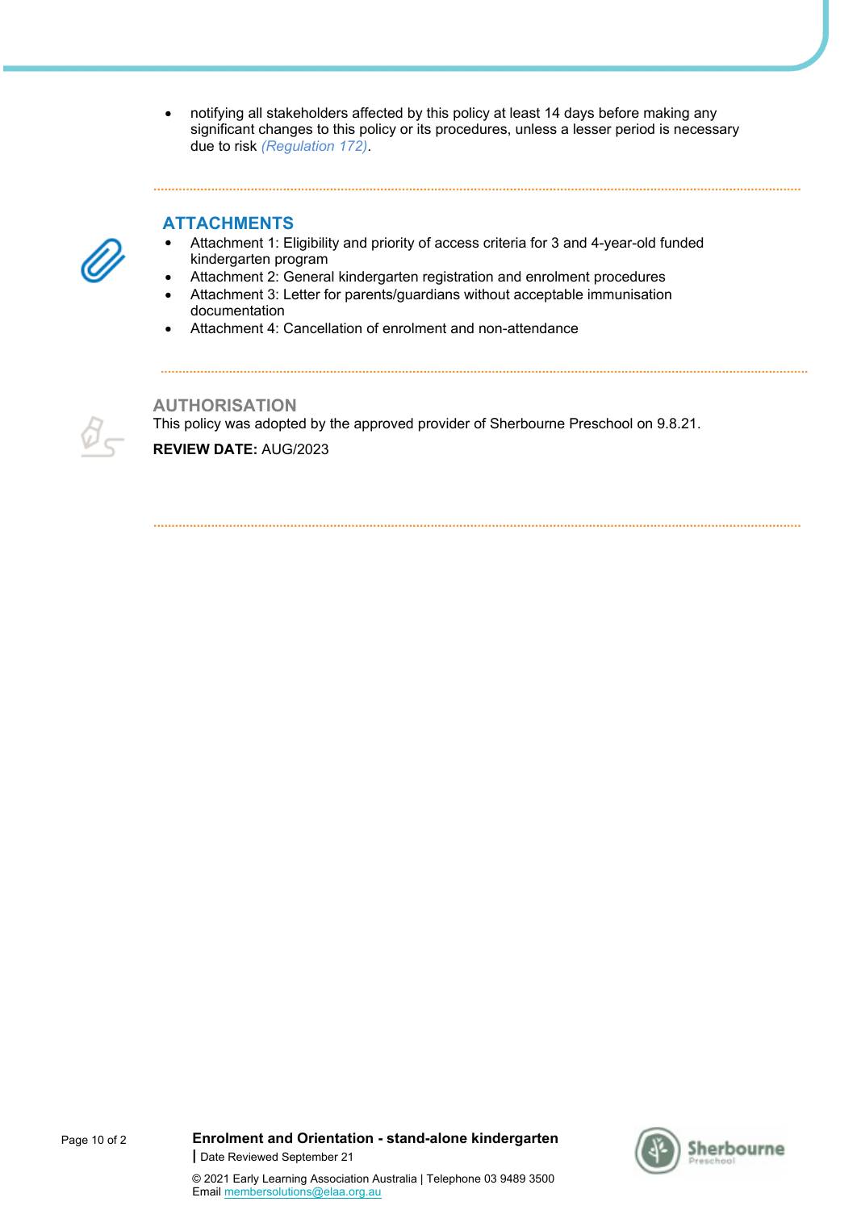- notifying all stakeholders affected by this policy at least 14 days before making any significant changes to this policy or its procedures, unless a lesser period is necessary due to risk *(Regulation 172)*.

## ATTACHMENTS

- Attachment 1: Eligibility and priority of access criteria for 3 and 4-year-old funded kindergarten program
- Attachment 2: General kindergarten registration and enrolment procedures
- Attachment 3: Letter for parents/guardians without acceptable immunisation documentation
- Attachment 4: Cancellation of enrolment and non-attendance

## AUTHORISATION

This policy was adopted by the approved provider of Sherbourne Preschool on 9.8.21.

**REVIEW DATE:** AUG/2023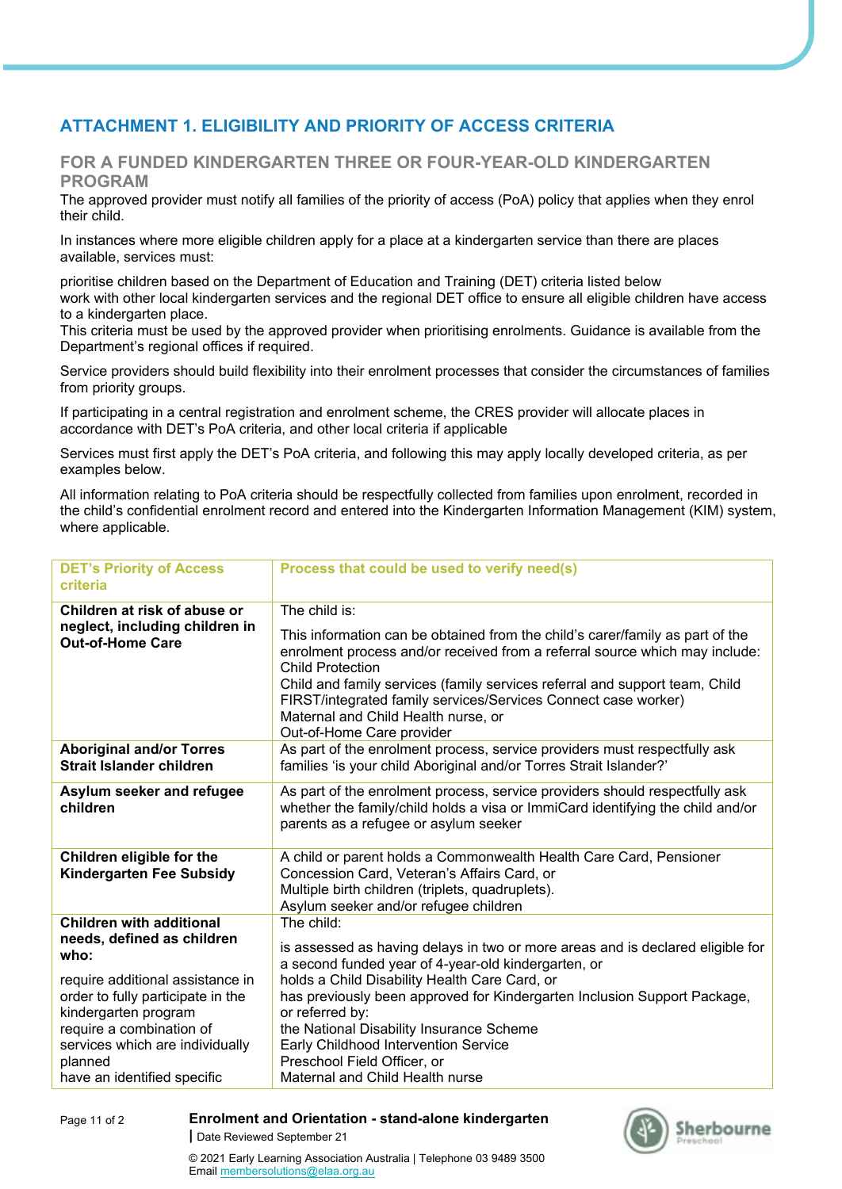# ATTACHMENT 1. ELIGIBILITY AND PRIORITY OF ACCESS CRITERIA

## FOR A FUNDED KINDERGARTEN THREE OR FOUR-YEAR-OLD KINDERGARTEN PROGRAM

The approved provider must notify all families of the priority of access (PoA) policy that applies when they enrol their child.

In instances where more eligible children apply for a place at a kindergarten service than there are places available, services must:

prioritise children based on the Department of Education and Training (DET) criteria listed below
work with other local kindergarten services and the regional DET office to ensure all eligible children have access to a kindergarten place.
This criteria must be used by the approved provider when prioritising enrolments. Guidance is available from the Department's regional offices if required.

Service providers should build flexibility into their enrolment processes that consider the circumstances of families from priority groups.

If participating in a central registration and enrolment scheme, the CRES provider will allocate places in accordance with DET's PoA criteria, and other local criteria if applicable

Services must first apply the DET's PoA criteria, and following this may apply locally developed criteria, as per examples below.

All information relating to PoA criteria should be respectfully collected from families upon enrolment, recorded in the child's confidential enrolment record and entered into the Kindergarten Information Management (KIM) system, where applicable.

| DET's Priority of Access criteria | Process that could be used to verify need(s) |
|---|---|
| **Children at risk of abuse or neglect, including children in Out-of-Home Care** | The child is:<br>This information can be obtained from the child's carer/family as part of the enrolment process and/or received from a referral source which may include:<br>Child Protection<br>Child and family services (family services referral and support team, Child FIRST/integrated family services/Services Connect case worker)<br>Maternal and Child Health nurse, or<br>Out-of-Home Care provider |
| **Aboriginal and/or Torres Strait Islander children** | As part of the enrolment process, service providers must respectfully ask families 'is your child Aboriginal and/or Torres Strait Islander?' |
| **Asylum seeker and refugee children** | As part of the enrolment process, service providers should respectfully ask whether the family/child holds a visa or ImmiCard identifying the child and/or parents as a refugee or asylum seeker |
| **Children eligible for the Kindergarten Fee Subsidy** | A child or parent holds a Commonwealth Health Care Card, Pensioner Concession Card, Veteran's Affairs Card, or<br>Multiple birth children (triplets, quadruplets).<br>Asylum seeker and/or refugee children |
| **Children with additional needs, defined as children who:**<br>require additional assistance in order to fully participate in the kindergarten program<br>require a combination of services which are individually planned<br>have an identified specific | The child:<br>is assessed as having delays in two or more areas and is declared eligible for a second funded year of 4-year-old kindergarten, or<br>holds a Child Disability Health Care Card, or<br>has previously been approved for Kindergarten Inclusion Support Package, or referred by:<br>the National Disability Insurance Scheme<br>Early Childhood Intervention Service<br>Preschool Field Officer, or<br>Maternal and Child Health nurse |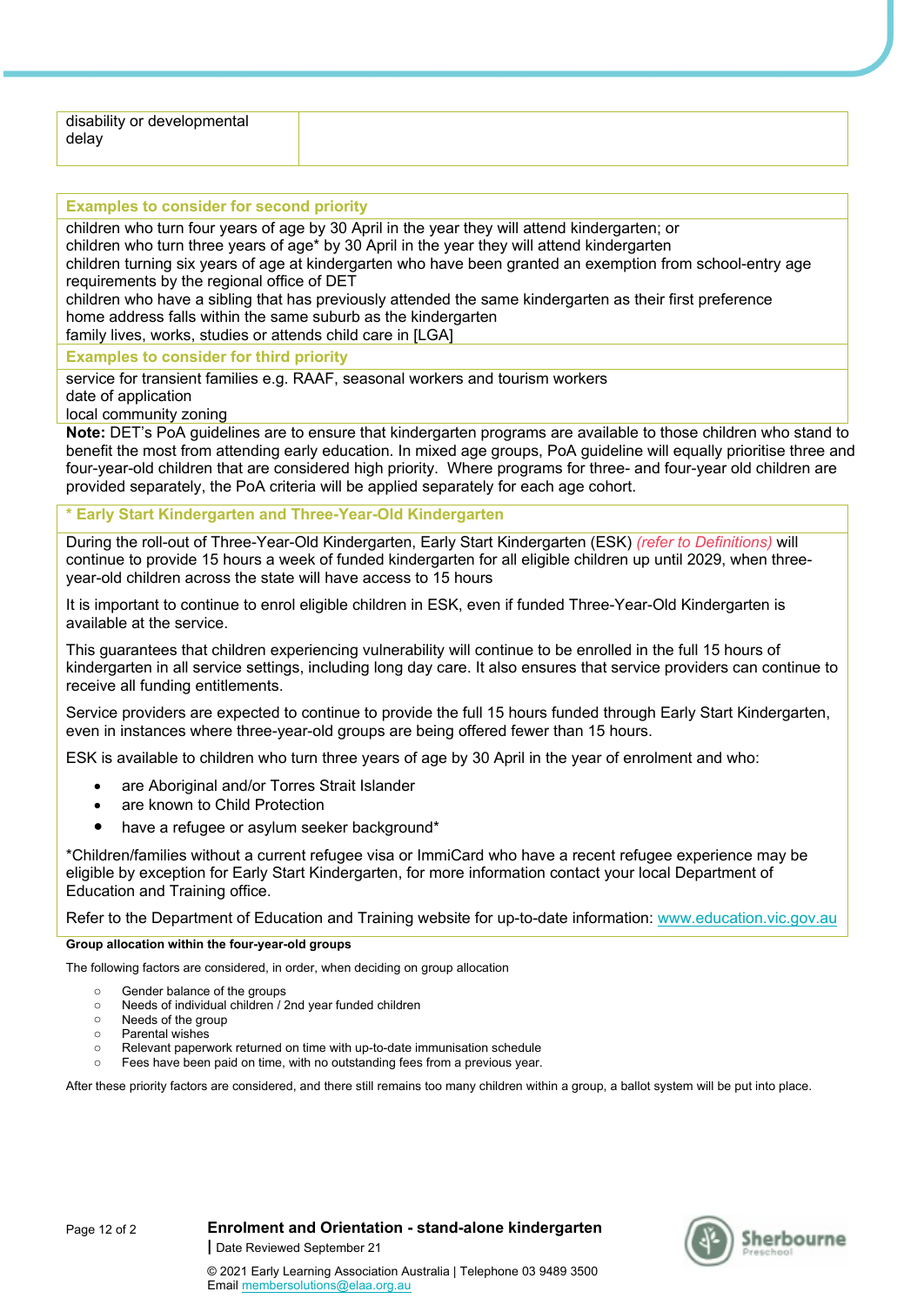| disability or developmental delay | |
|---|---|

| Examples to consider for second priority |
|---|
| children who turn four years of age by 30 April in the year they will attend kindergarten; or<br>children who turn three years of age* by 30 April in the year they will attend kindergarten<br>children turning six years of age at kindergarten who have been granted an exemption from school-entry age requirements by the regional office of DET<br>children who have a sibling that has previously attended the same kindergarten as their first preference<br>home address falls within the same suburb as the kindergarten<br>family lives, works, studies or attends child care in [LGA] |
| **Examples to consider for third priority** |
| service for transient families e.g. RAAF, seasonal workers and tourism workers<br>date of application<br>local community zoning |

**Note:** DET's PoA guidelines are to ensure that kindergarten programs are available to those children who stand to benefit the most from attending early education. In mixed age groups, PoA guideline will equally prioritise three and four-year-old children that are considered high priority. Where programs for three- and four-year old children are provided separately, the PoA criteria will be applied separately for each age cohort.

**\* Early Start Kindergarten and Three-Year-Old Kindergarten**

During the roll-out of Three-Year-Old Kindergarten, Early Start Kindergarten (ESK) *(refer to Definitions)* will continue to provide 15 hours a week of funded kindergarten for all eligible children up until 2029, when three-year-old children across the state will have access to 15 hours

It is important to continue to enrol eligible children in ESK, even if funded Three-Year-Old Kindergarten is available at the service.

This guarantees that children experiencing vulnerability will continue to be enrolled in the full 15 hours of kindergarten in all service settings, including long day care. It also ensures that service providers can continue to receive all funding entitlements.

Service providers are expected to continue to provide the full 15 hours funded through Early Start Kindergarten, even in instances where three-year-old groups are being offered fewer than 15 hours.

ESK is available to children who turn three years of age by 30 April in the year of enrolment and who:

- are Aboriginal and/or Torres Strait Islander
- are known to Child Protection
- have a refugee or asylum seeker background*

*Children/families without a current refugee visa or ImmiCard who have a recent refugee experience may be eligible by exception for Early Start Kindergarten, for more information contact your local Department of Education and Training office.

Refer to the Department of Education and Training website for up-to-date information: www.education.vic.gov.au

**Group allocation within the four-year-old groups**

The following factors are considered, in order, when deciding on group allocation

- Gender balance of the groups
- Needs of individual children / 2nd year funded children
- Needs of the group
- Parental wishes
- Relevant paperwork returned on time with up-to-date immunisation schedule
- Fees have been paid on time, with no outstanding fees from a previous year.

After these priority factors are considered, and there still remains too many children within a group, a ballot system will be put into place.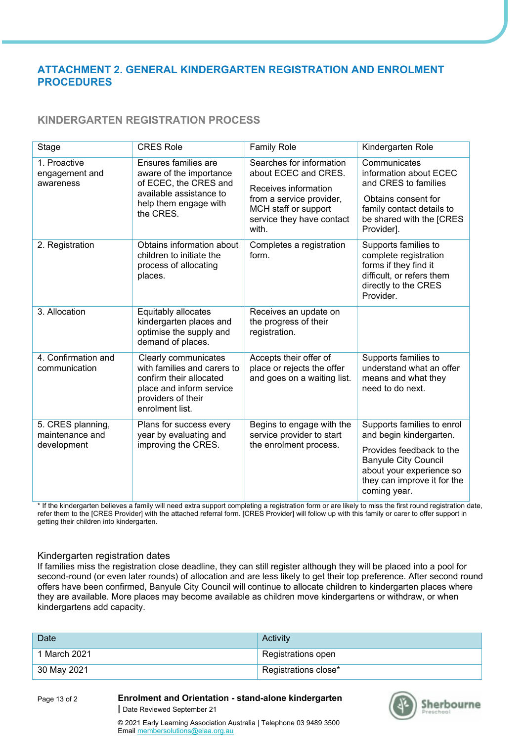## ATTACHMENT 2. GENERAL KINDERGARTEN REGISTRATION AND ENROLMENT PROCEDURES

### KINDERGARTEN REGISTRATION PROCESS

| Stage | CRES Role | Family Role | Kindergarten Role |
|---|---|---|---|
| 1. Proactive engagement and awareness | Ensures families are aware of the importance of ECEC, the CRES and available assistance to help them engage with the CRES. | Searches for information about ECEC and CRES. Receives information from a service provider, MCH staff or support service they have contact with. | Communicates information about ECEC and CRES to families. Obtains consent for family contact details to be shared with the [CRES Provider]. |
| 2. Registration | Obtains information about children to initiate the process of allocating places. | Completes a registration form. | Supports families to complete registration forms if they find it difficult, or refers them directly to the CRES Provider. |
| 3. Allocation | Equitably allocates kindergarten places and optimise the supply and demand of places. | Receives an update on the progress of their registration. | |
| 4. Confirmation and communication | Clearly communicates with families and carers to confirm their allocated place and inform service providers of their enrolment list. | Accepts their offer of place or rejects the offer and goes on a waiting list. | Supports families to understand what an offer means and what they need to do next. |
| 5. CRES planning, maintenance and development | Plans for success every year by evaluating and improving the CRES. | Begins to engage with the service provider to start the enrolment process. | Supports families to enrol and begin kindergarten. Provides feedback to the Banyule City Council about your experience so they can improve it for the coming year. |

* If the kindergarten believes a family will need extra support completing a registration form or are likely to miss the first round registration date, refer them to the [CRES Provider] with the attached referral form. [CRES Provider] will follow up with this family or carer to offer support in getting their children into kindergarten.

### Kindergarten registration dates

If families miss the registration close deadline, they can still register although they will be placed into a pool for second-round (or even later rounds) of allocation and are less likely to get their top preference. After second round offers have been confirmed, Banyule City Council will continue to allocate children to kindergarten places where they are available. More places may become available as children move kindergartens or withdraw, or when kindergartens add capacity.

| Date | Activity |
|---|---|
| 1 March 2021 | Registrations open |
| 30 May 2021 | Registrations close* |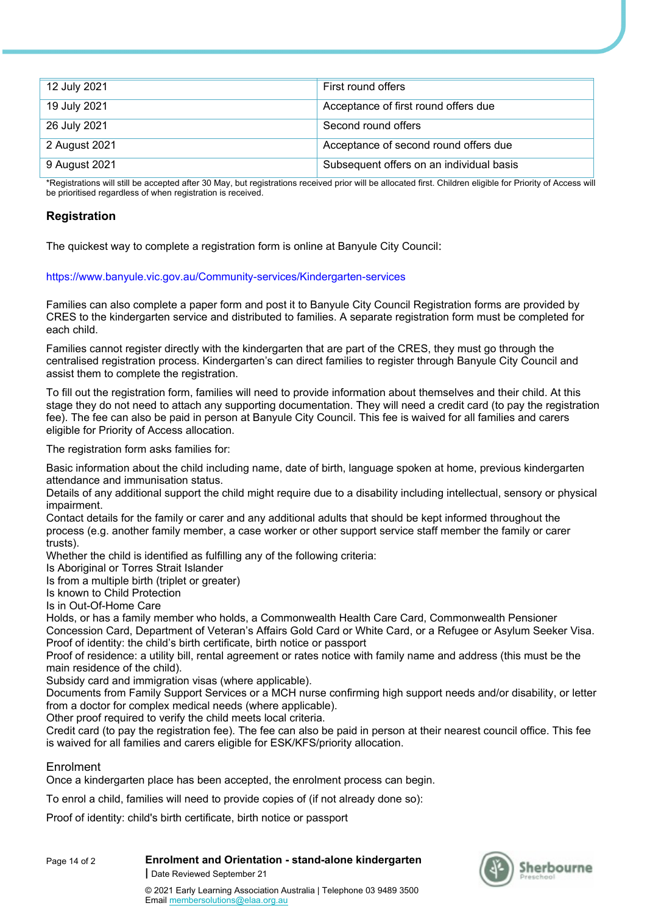| 12 July 2021 | First round offers |
|---|---|
| 19 July 2021 | Acceptance of first round offers due |
| 26 July 2021 | Second round offers |
| 2 August 2021 | Acceptance of second round offers due |
| 9 August 2021 | Subsequent offers on an individual basis |

*Registrations will still be accepted after 30 May, but registrations received prior will be allocated first. Children eligible for Priority of Access will be prioritised regardless of when registration is received.

### Registration

The quickest way to complete a registration form is online at Banyule City Council:

https://www.banyule.vic.gov.au/Community-services/Kindergarten-services

Families can also complete a paper form and post it to Banyule City Council Registration forms are provided by CRES to the kindergarten service and distributed to families. A separate registration form must be completed for each child.

Families cannot register directly with the kindergarten that are part of the CRES, they must go through the centralised registration process. Kindergarten's can direct families to register through Banyule City Council and assist them to complete the registration.

To fill out the registration form, families will need to provide information about themselves and their child. At this stage they do not need to attach any supporting documentation. They will need a credit card (to pay the registration fee). The fee can also be paid in person at Banyule City Council. This fee is waived for all families and carers eligible for Priority of Access allocation.

The registration form asks families for:

Basic information about the child including name, date of birth, language spoken at home, previous kindergarten attendance and immunisation status.
Details of any additional support the child might require due to a disability including intellectual, sensory or physical impairment.
Contact details for the family or carer and any additional adults that should be kept informed throughout the process (e.g. another family member, a case worker or other support service staff member the family or carer trusts).
Whether the child is identified as fulfilling any of the following criteria:
Is Aboriginal or Torres Strait Islander
Is from a multiple birth (triplet or greater)
Is known to Child Protection
Is in Out-Of-Home Care
Holds, or has a family member who holds, a Commonwealth Health Care Card, Commonwealth Pensioner Concession Card, Department of Veteran's Affairs Gold Card or White Card, or a Refugee or Asylum Seeker Visa.
Proof of identity: the child's birth certificate, birth notice or passport
Proof of residence: a utility bill, rental agreement or rates notice with family name and address (this must be the main residence of the child).
Subsidy card and immigration visas (where applicable).
Documents from Family Support Services or a MCH nurse confirming high support needs and/or disability, or letter from a doctor for complex medical needs (where applicable).
Other proof required to verify the child meets local criteria.
Credit card (to pay the registration fee). The fee can also be paid in person at their nearest council office. This fee is waived for all families and carers eligible for ESK/KFS/priority allocation.

### Enrolment

Once a kindergarten place has been accepted, the enrolment process can begin.

To enrol a child, families will need to provide copies of (if not already done so):

Proof of identity: child's birth certificate, birth notice or passport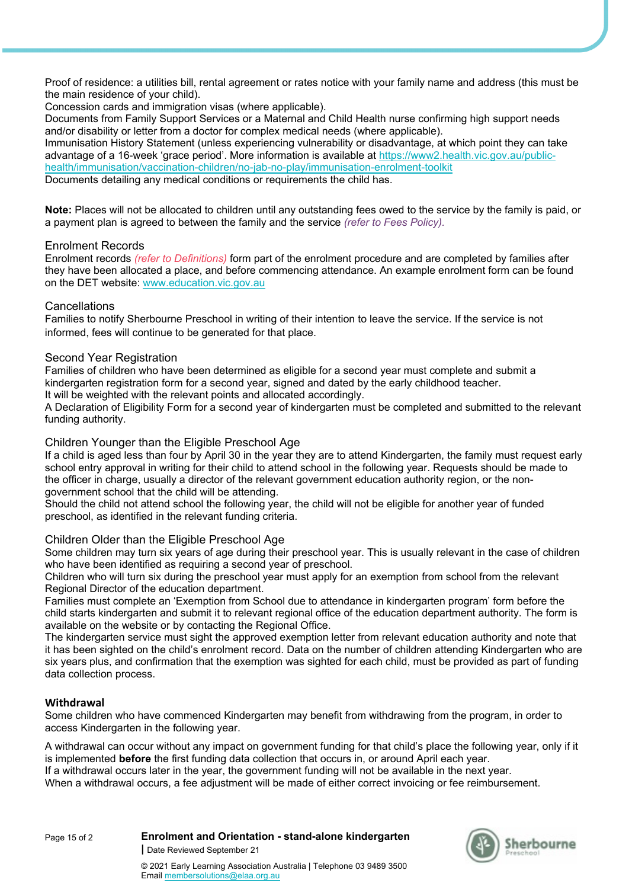Proof of residence: a utilities bill, rental agreement or rates notice with your family name and address (this must be the main residence of your child).
Concession cards and immigration visas (where applicable).
Documents from Family Support Services or a Maternal and Child Health nurse confirming high support needs and/or disability or letter from a doctor for complex medical needs (where applicable).
Immunisation History Statement (unless experiencing vulnerability or disadvantage, at which point they can take advantage of a 16-week 'grace period'. More information is available at [https://www2.health.vic.gov.au/public-health/immunisation/vaccination-children/no-jab-no-play/immunisation-enrolment-toolkit](https://www2.health.vic.gov.au/public-health/immunisation/vaccination-children/no-jab-no-play/immunisation-enrolment-toolkit)
Documents detailing any medical conditions or requirements the child has.

**Note:** Places will not be allocated to children until any outstanding fees owed to the service by the family is paid, or a payment plan is agreed to between the family and the service *(refer to Fees Policy).*

### Enrolment Records

Enrolment records *(refer to Definitions)* form part of the enrolment procedure and are completed by families after they have been allocated a place, and before commencing attendance. An example enrolment form can be found on the DET website: [www.education.vic.gov.au](http://www.education.vic.gov.au)

### Cancellations

Families to notify Sherbourne Preschool in writing of their intention to leave the service. If the service is not informed, fees will continue to be generated for that place.

### Second Year Registration

Families of children who have been determined as eligible for a second year must complete and submit a kindergarten registration form for a second year, signed and dated by the early childhood teacher.
It will be weighted with the relevant points and allocated accordingly.
A Declaration of Eligibility Form for a second year of kindergarten must be completed and submitted to the relevant funding authority.

### Children Younger than the Eligible Preschool Age

If a child is aged less than four by April 30 in the year they are to attend Kindergarten, the family must request early school entry approval in writing for their child to attend school in the following year. Requests should be made to the officer in charge, usually a director of the relevant government education authority region, or the non-government school that the child will be attending.
Should the child not attend school the following year, the child will not be eligible for another year of funded preschool, as identified in the relevant funding criteria.

### Children Older than the Eligible Preschool Age

Some children may turn six years of age during their preschool year. This is usually relevant in the case of children who have been identified as requiring a second year of preschool.
Children who will turn six during the preschool year must apply for an exemption from school from the relevant Regional Director of the education department.
Families must complete an 'Exemption from School due to attendance in kindergarten program' form before the child starts kindergarten and submit it to relevant regional office of the education department authority. The form is available on the website or by contacting the Regional Office.
The kindergarten service must sight the approved exemption letter from relevant education authority and note that it has been sighted on the child's enrolment record. Data on the number of children attending Kindergarten who are six years plus, and confirmation that the exemption was sighted for each child, must be provided as part of funding data collection process.

### Withdrawal

Some children who have commenced Kindergarten may benefit from withdrawing from the program, in order to access Kindergarten in the following year.

A withdrawal can occur without any impact on government funding for that child's place the following year, only if it is implemented **before** the first funding data collection that occurs in, or around April each year.
If a withdrawal occurs later in the year, the government funding will not be available in the next year.
When a withdrawal occurs, a fee adjustment will be made of either correct invoicing or fee reimbursement.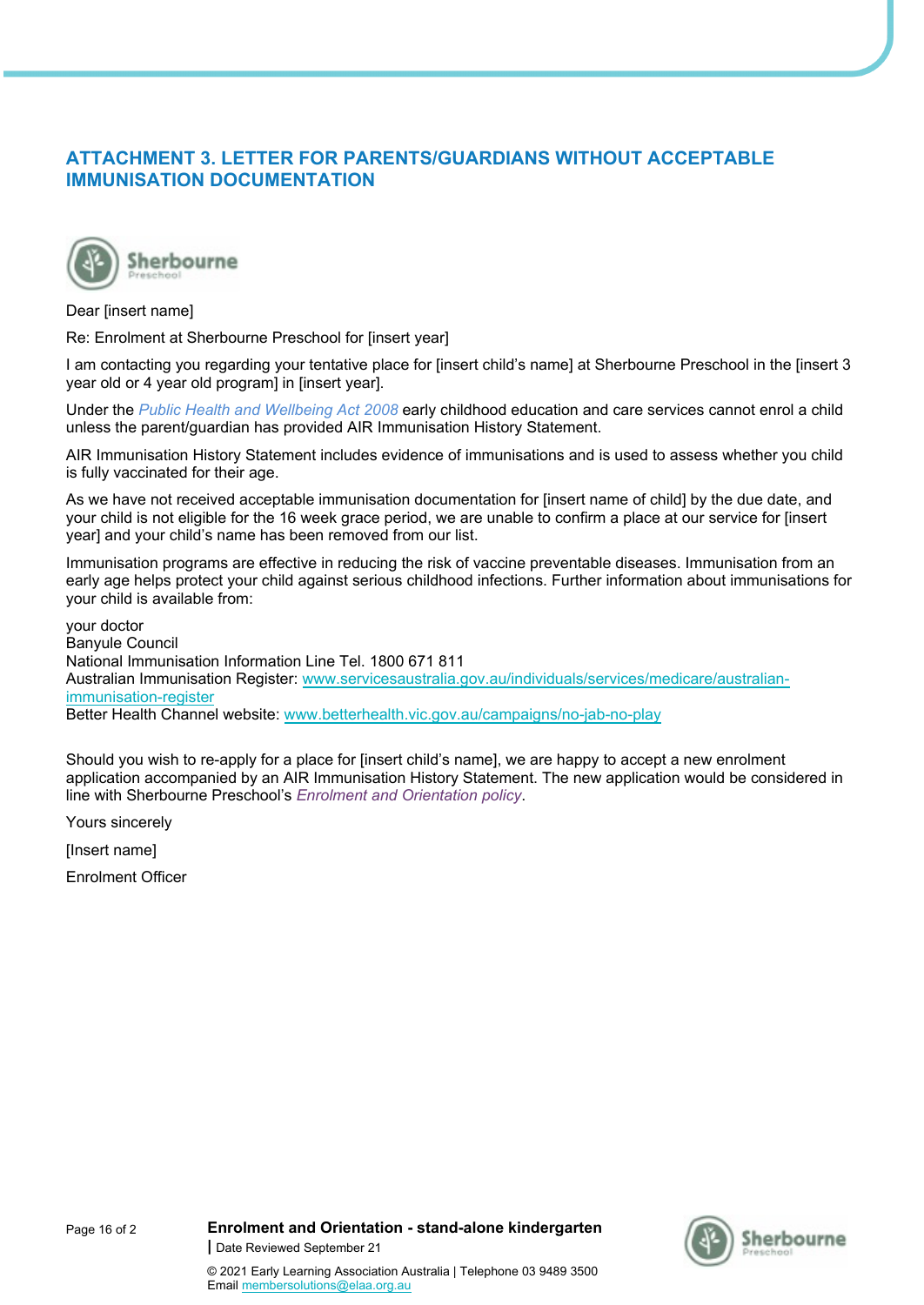## ATTACHMENT 3. LETTER FOR PARENTS/GUARDIANS WITHOUT ACCEPTABLE IMMUNISATION DOCUMENTATION

Dear [insert name]

Re: Enrolment at Sherbourne Preschool for [insert year]

I am contacting you regarding your tentative place for [insert child's name] at Sherbourne Preschool in the [insert 3 year old or 4 year old program] in [insert year].

Under the *Public Health and Wellbeing Act 2008* early childhood education and care services cannot enrol a child unless the parent/guardian has provided AIR Immunisation History Statement.

AIR Immunisation History Statement includes evidence of immunisations and is used to assess whether you child is fully vaccinated for their age.

As we have not received acceptable immunisation documentation for [insert name of child] by the due date, and your child is not eligible for the 16 week grace period, we are unable to confirm a place at our service for [insert year] and your child's name has been removed from our list.

Immunisation programs are effective in reducing the risk of vaccine preventable diseases. Immunisation from an early age helps protect your child against serious childhood infections. Further information about immunisations for your child is available from:

your doctor
Banyule Council
National Immunisation Information Line Tel. 1800 671 811
Australian Immunisation Register: www.servicesaustralia.gov.au/individuals/services/medicare/australian-immunisation-register
Better Health Channel website: www.betterhealth.vic.gov.au/campaigns/no-jab-no-play

Should you wish to re-apply for a place for [insert child's name], we are happy to accept a new enrolment application accompanied by an AIR Immunisation History Statement. The new application would be considered in line with Sherbourne Preschool's *Enrolment and Orientation policy*.

Yours sincerely

[Insert name]

Enrolment Officer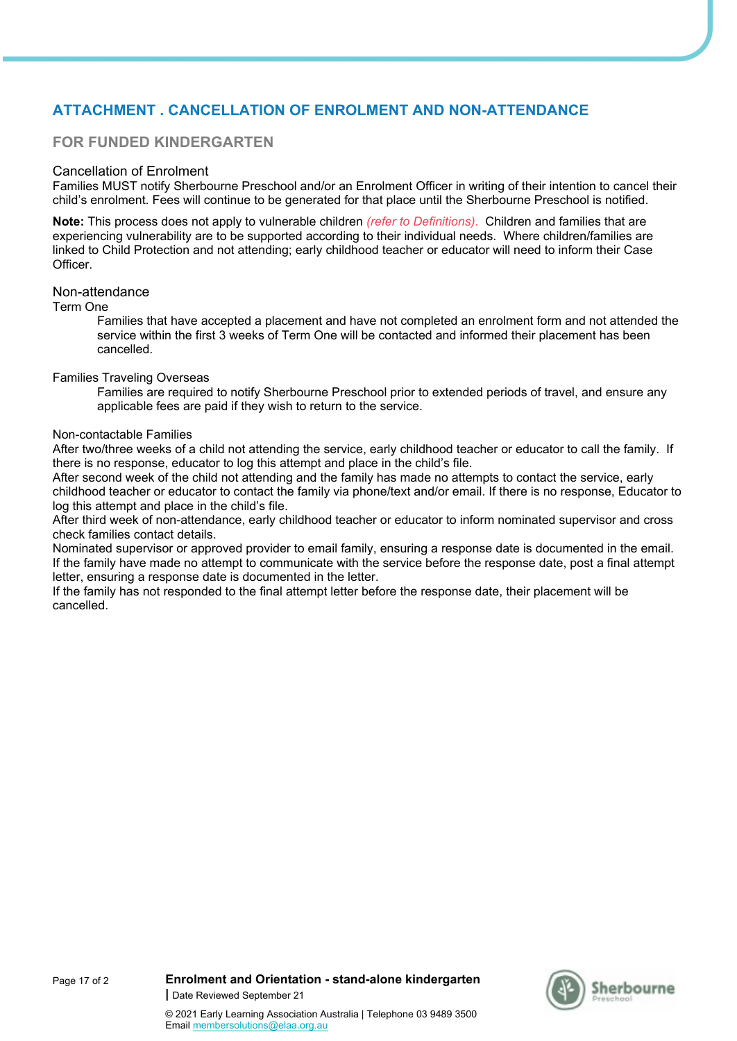## ATTACHMENT . CANCELLATION OF ENROLMENT AND NON-ATTENDANCE

### FOR FUNDED KINDERGARTEN

#### Cancellation of Enrolment

Families MUST notify Sherbourne Preschool and/or an Enrolment Officer in writing of their intention to cancel their child's enrolment. Fees will continue to be generated for that place until the Sherbourne Preschool is notified.

**Note:** This process does not apply to vulnerable children *(refer to Definitions).* Children and families that are experiencing vulnerability are to be supported according to their individual needs. Where children/families are linked to Child Protection and not attending; early childhood teacher or educator will need to inform their Case Officer.

#### Non-attendance

Term One

Families that have accepted a placement and have not completed an enrolment form and not attended the service within the first 3 weeks of Term One will be contacted and informed their placement has been cancelled.

Families Traveling Overseas

Families are required to notify Sherbourne Preschool prior to extended periods of travel, and ensure any applicable fees are paid if they wish to return to the service.

Non-contactable Families

After two/three weeks of a child not attending the service, early childhood teacher or educator to call the family. If there is no response, educator to log this attempt and place in the child's file.
After second week of the child not attending and the family has made no attempts to contact the service, early childhood teacher or educator to contact the family via phone/text and/or email. If there is no response, Educator to log this attempt and place in the child's file.
After third week of non-attendance, early childhood teacher or educator to inform nominated supervisor and cross check families contact details.
Nominated supervisor or approved provider to email family, ensuring a response date is documented in the email.
If the family have made no attempt to communicate with the service before the response date, post a final attempt letter, ensuring a response date is documented in the letter.
If the family has not responded to the final attempt letter before the response date, their placement will be cancelled.